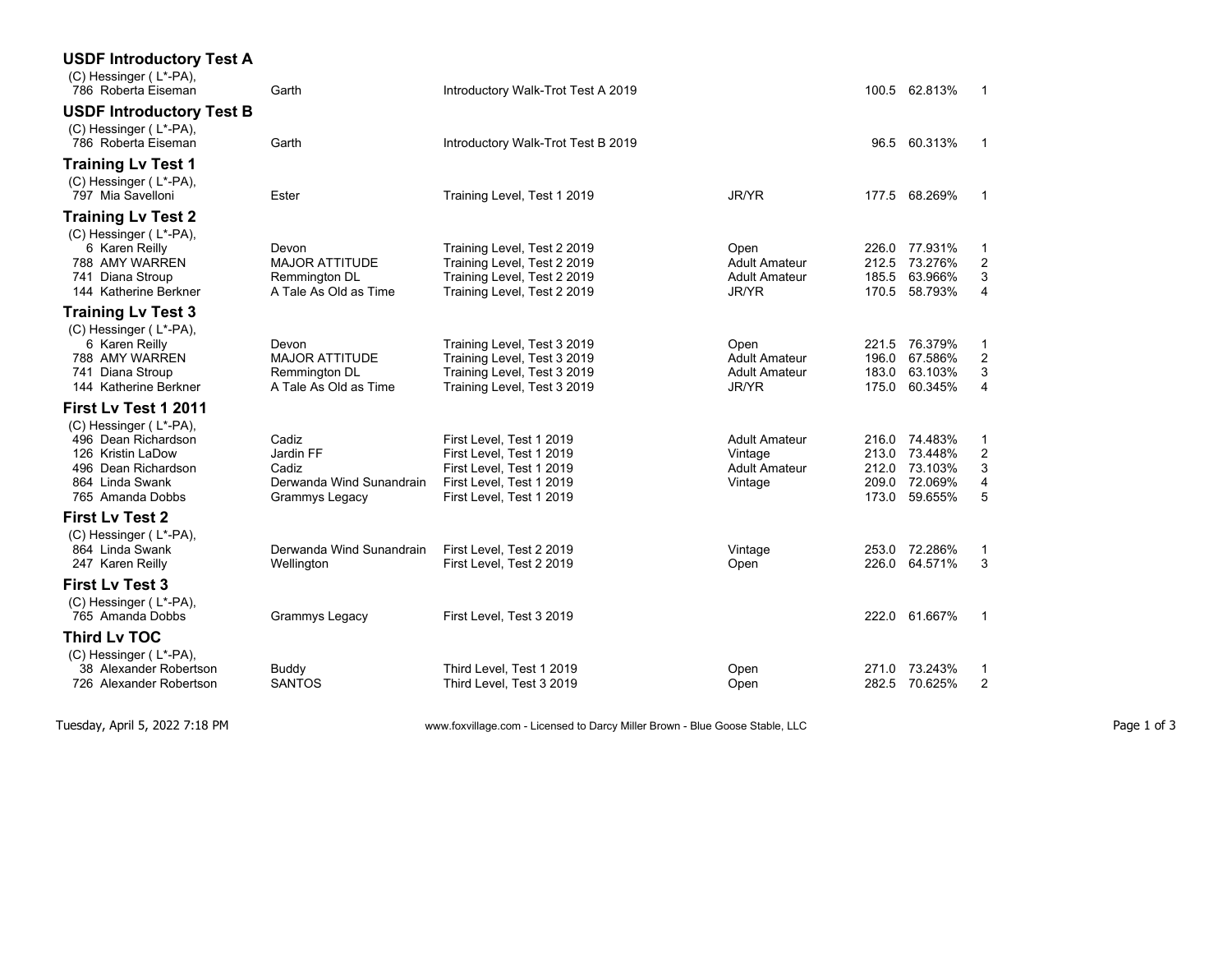## USDF Introductory Test A

(C) Hessinger ( L*-PA),

| No. | Rider | Horse | Test | Division | Score | Percent | Place |
|---|---|---|---|---|---|---|---|
| 786 | Roberta Eiseman | Garth | Introductory Walk-Trot Test A 2019 | | 100.5 | 62.813% | 1 |

## USDF Introductory Test B

(C) Hessinger ( L*-PA),

| No. | Rider | Horse | Test | Division | Score | Percent | Place |
|---|---|---|---|---|---|---|---|
| 786 | Roberta Eiseman | Garth | Introductory Walk-Trot Test B 2019 | | 96.5 | 60.313% | 1 |

## Training Lv Test 1

(C) Hessinger ( L*-PA),

| No. | Rider | Horse | Test | Division | Score | Percent | Place |
|---|---|---|---|---|---|---|---|
| 797 | Mia Savelloni | Ester | Training Level, Test 1 2019 | JR/YR | 177.5 | 68.269% | 1 |

## Training Lv Test 2

(C) Hessinger ( L*-PA),

| No. | Rider | Horse | Test | Division | Score | Percent | Place |
|---|---|---|---|---|---|---|---|
| 6 | Karen Reilly | Devon | Training Level, Test 2 2019 | Open | 226.0 | 77.931% | 1 |
| 788 | AMY WARREN | MAJOR ATTITUDE | Training Level, Test 2 2019 | Adult Amateur | 212.5 | 73.276% | 2 |
| 741 | Diana Stroup | Remmington DL | Training Level, Test 2 2019 | Adult Amateur | 185.5 | 63.966% | 3 |
| 144 | Katherine Berkner | A Tale As Old as Time | Training Level, Test 2 2019 | JR/YR | 170.5 | 58.793% | 4 |

## Training Lv Test 3

(C) Hessinger ( L*-PA),

| No. | Rider | Horse | Test | Division | Score | Percent | Place |
|---|---|---|---|---|---|---|---|
| 6 | Karen Reilly | Devon | Training Level, Test 3 2019 | Open | 221.5 | 76.379% | 1 |
| 788 | AMY WARREN | MAJOR ATTITUDE | Training Level, Test 3 2019 | Adult Amateur | 196.0 | 67.586% | 2 |
| 741 | Diana Stroup | Remmington DL | Training Level, Test 3 2019 | Adult Amateur | 183.0 | 63.103% | 3 |
| 144 | Katherine Berkner | A Tale As Old as Time | Training Level, Test 3 2019 | JR/YR | 175.0 | 60.345% | 4 |

## First Lv Test 1 2011

(C) Hessinger ( L*-PA),

| No. | Rider | Horse | Test | Division | Score | Percent | Place |
|---|---|---|---|---|---|---|---|
| 496 | Dean Richardson | Cadiz | First Level, Test 1 2019 | Adult Amateur | 216.0 | 74.483% | 1 |
| 126 | Kristin LaDow | Jardin FF | First Level, Test 1 2019 | Vintage | 213.0 | 73.448% | 2 |
| 496 | Dean Richardson | Cadiz | First Level, Test 1 2019 | Adult Amateur | 212.0 | 73.103% | 3 |
| 864 | Linda Swank | Derwanda Wind Sunandrain | First Level, Test 1 2019 | Vintage | 209.0 | 72.069% | 4 |
| 765 | Amanda Dobbs | Grammys Legacy | First Level, Test 1 2019 | | 173.0 | 59.655% | 5 |

## First Lv Test 2

(C) Hessinger ( L*-PA),

| No. | Rider | Horse | Test | Division | Score | Percent | Place |
|---|---|---|---|---|---|---|---|
| 864 | Linda Swank | Derwanda Wind Sunandrain | First Level, Test 2 2019 | Vintage | 253.0 | 72.286% | 1 |
| 247 | Karen Reilly | Wellington | First Level, Test 2 2019 | Open | 226.0 | 64.571% | 3 |

## First Lv Test 3

(C) Hessinger ( L*-PA),

| No. | Rider | Horse | Test | Division | Score | Percent | Place |
|---|---|---|---|---|---|---|---|
| 765 | Amanda Dobbs | Grammys Legacy | First Level, Test 3 2019 | | 222.0 | 61.667% | 1 |

## Third Lv TOC

(C) Hessinger ( L*-PA),

| No. | Rider | Horse | Test | Division | Score | Percent | Place |
|---|---|---|---|---|---|---|---|
| 38 | Alexander Robertson | Buddy | Third Level, Test 1 2019 | Open | 271.0 | 73.243% | 1 |
| 726 | Alexander Robertson | SANTOS | Third Level, Test 3 2019 | Open | 282.5 | 70.625% | 2 |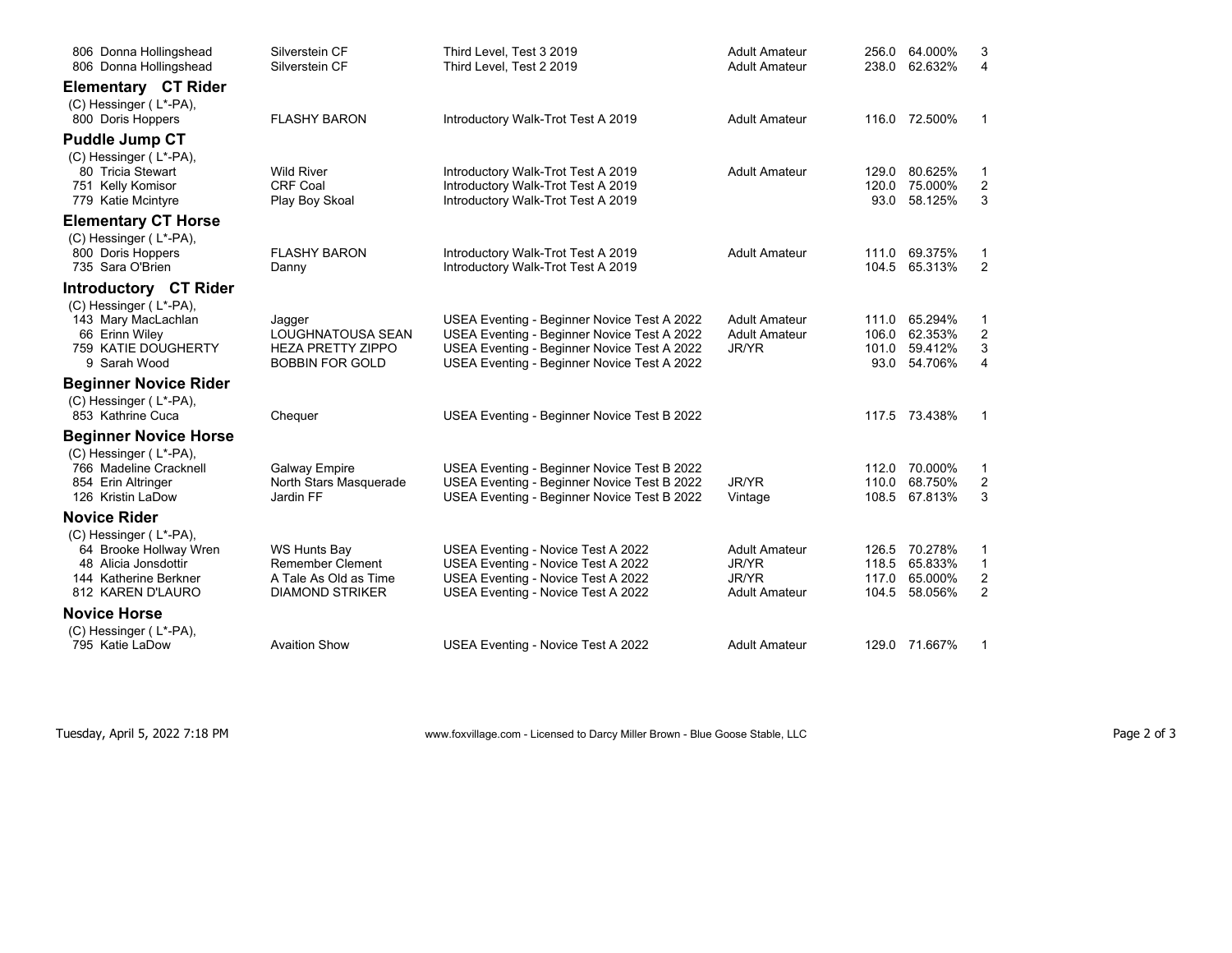| | | | | | | |
|---|---|---|---|---|---|---|
| 806 Donna Hollingshead | Silverstein CF | Third Level, Test 3 2019 | Adult Amateur | 256.0 | 64.000% | 3 |
| 806 Donna Hollingshead | Silverstein CF | Third Level, Test 2 2019 | Adult Amateur | 238.0 | 62.632% | 4 |

### Elementary CT Rider

(C) Hessinger ( L*-PA),

| | | | | | | |
|---|---|---|---|---|---|---|
| 800 Doris Hoppers | FLASHY BARON | Introductory Walk-Trot Test A 2019 | Adult Amateur | 116.0 | 72.500% | 1 |

### Puddle Jump CT

(C) Hessinger ( L*-PA),

| | | | | | | |
|---|---|---|---|---|---|---|
| 80 Tricia Stewart | Wild River | Introductory Walk-Trot Test A 2019 | Adult Amateur | 129.0 | 80.625% | 1 |
| 751 Kelly Komisor | CRF Coal | Introductory Walk-Trot Test A 2019 | | 120.0 | 75.000% | 2 |
| 779 Katie Mcintyre | Play Boy Skoal | Introductory Walk-Trot Test A 2019 | | 93.0 | 58.125% | 3 |

### Elementary CT Horse

(C) Hessinger ( L*-PA),

| | | | | | | |
|---|---|---|---|---|---|---|
| 800 Doris Hoppers | FLASHY BARON | Introductory Walk-Trot Test A 2019 | Adult Amateur | 111.0 | 69.375% | 1 |
| 735 Sara O'Brien | Danny | Introductory Walk-Trot Test A 2019 | | 104.5 | 65.313% | 2 |

### Introductory CT Rider

(C) Hessinger ( L*-PA),

| | | | | | | |
|---|---|---|---|---|---|---|
| 143 Mary MacLachlan | Jagger | USEA Eventing - Beginner Novice Test A 2022 | Adult Amateur | 111.0 | 65.294% | 1 |
| 66 Erinn Wiley | LOUGHNATOUSA SEAN | USEA Eventing - Beginner Novice Test A 2022 | Adult Amateur | 106.0 | 62.353% | 2 |
| 759 KATIE DOUGHERTY | HEZA PRETTY ZIPPO | USEA Eventing - Beginner Novice Test A 2022 | JR/YR | 101.0 | 59.412% | 3 |
| 9 Sarah Wood | BOBBIN FOR GOLD | USEA Eventing - Beginner Novice Test A 2022 | | 93.0 | 54.706% | 4 |

### Beginner Novice Rider

(C) Hessinger ( L*-PA),

| | | | | | | |
|---|---|---|---|---|---|---|
| 853 Kathrine Cuca | Chequer | USEA Eventing - Beginner Novice Test B 2022 | | 117.5 | 73.438% | 1 |

### Beginner Novice Horse

(C) Hessinger ( L*-PA),

| | | | | | | |
|---|---|---|---|---|---|---|
| 766 Madeline Cracknell | Galway Empire | USEA Eventing - Beginner Novice Test B 2022 | | 112.0 | 70.000% | 1 |
| 854 Erin Altringer | North Stars Masquerade | USEA Eventing - Beginner Novice Test B 2022 | JR/YR | 110.0 | 68.750% | 2 |
| 126 Kristin LaDow | Jardin FF | USEA Eventing - Beginner Novice Test B 2022 | Vintage | 108.5 | 67.813% | 3 |

### Novice Rider

(C) Hessinger ( L*-PA),

| | | | | | | |
|---|---|---|---|---|---|---|
| 64 Brooke Hollway Wren | WS Hunts Bay | USEA Eventing - Novice Test A 2022 | Adult Amateur | 126.5 | 70.278% | 1 |
| 48 Alicia Jonsdottir | Remember Clement | USEA Eventing - Novice Test A 2022 | JR/YR | 118.5 | 65.833% | 1 |
| 144 Katherine Berkner | A Tale As Old as Time | USEA Eventing - Novice Test A 2022 | JR/YR | 117.0 | 65.000% | 2 |
| 812 KAREN D'LAURO | DIAMOND STRIKER | USEA Eventing - Novice Test A 2022 | Adult Amateur | 104.5 | 58.056% | 2 |

### Novice Horse

(C) Hessinger ( L*-PA),

| | | | | | | |
|---|---|---|---|---|---|---|
| 795 Katie LaDow | Avaition Show | USEA Eventing - Novice Test A 2022 | Adult Amateur | 129.0 | 71.667% | 1 |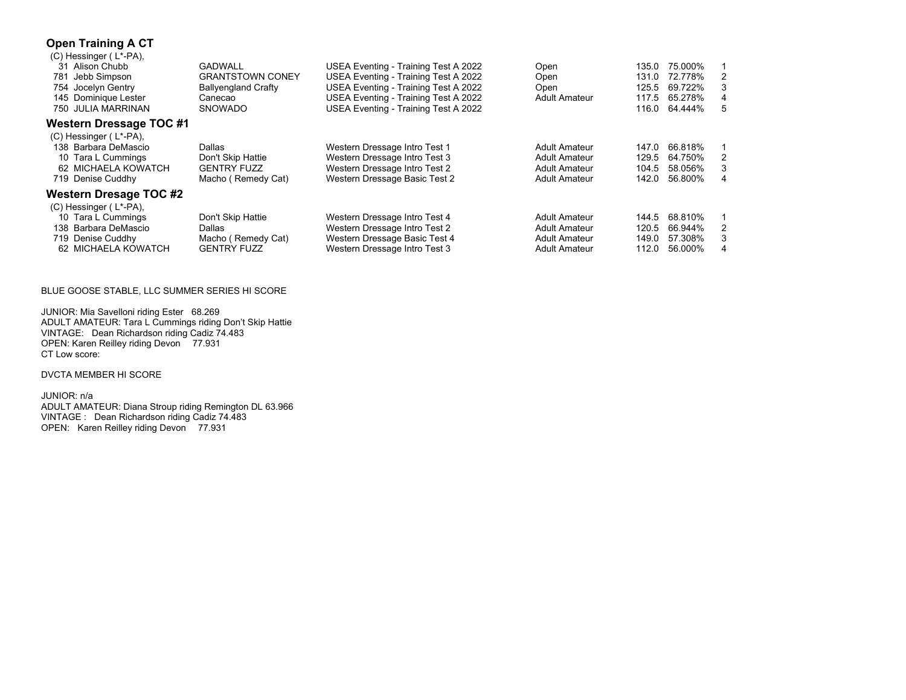### Open Training A CT

(C) Hessinger ( L*-PA),

| | | | | | | | |
|---|---|---|---|---|---|---|---|
| 31 | Alison Chubb | GADWALL | USEA Eventing - Training Test A 2022 | Open | 135.0 | 75.000% | 1 |
| 781 | Jebb Simpson | GRANTSTOWN CONEY | USEA Eventing - Training Test A 2022 | Open | 131.0 | 72.778% | 2 |
| 754 | Jocelyn Gentry | Ballyengland Crafty | USEA Eventing - Training Test A 2022 | Open | 125.5 | 69.722% | 3 |
| 145 | Dominique Lester | Canecao | USEA Eventing - Training Test A 2022 | Adult Amateur | 117.5 | 65.278% | 4 |
| 750 | JULIA MARRINAN | SNOWADO | USEA Eventing - Training Test A 2022 | | 116.0 | 64.444% | 5 |

### Western Dressage TOC #1

(C) Hessinger ( L*-PA),

| | | | | | | | |
|---|---|---|---|---|---|---|---|
| 138 | Barbara DeMascio | Dallas | Western Dressage Intro Test 1 | Adult Amateur | 147.0 | 66.818% | 1 |
| 10 | Tara L Cummings | Don't Skip Hattie | Western Dressage Intro Test 3 | Adult Amateur | 129.5 | 64.750% | 2 |
| 62 | MICHAELA KOWATCH | GENTRY FUZZ | Western Dressage Intro Test 2 | Adult Amateur | 104.5 | 58.056% | 3 |
| 719 | Denise Cuddhy | Macho ( Remedy Cat) | Western Dressage Basic Test 2 | Adult Amateur | 142.0 | 56.800% | 4 |

### Western Dresage TOC #2

(C) Hessinger ( L*-PA),

| | | | | | | | |
|---|---|---|---|---|---|---|---|
| 10 | Tara L Cummings | Don't Skip Hattie | Western Dressage Intro Test 4 | Adult Amateur | 144.5 | 68.810% | 1 |
| 138 | Barbara DeMascio | Dallas | Western Dressage Intro Test 2 | Adult Amateur | 120.5 | 66.944% | 2 |
| 719 | Denise Cuddhy | Macho ( Remedy Cat) | Western Dressage Basic Test 4 | Adult Amateur | 149.0 | 57.308% | 3 |
| 62 | MICHAELA KOWATCH | GENTRY FUZZ | Western Dressage Intro Test 3 | Adult Amateur | 112.0 | 56.000% | 4 |

BLUE GOOSE STABLE, LLC SUMMER SERIES HI SCORE

JUNIOR: Mia Savelloni riding Ester 68.269
ADULT AMATEUR: Tara L Cummings riding Don't Skip Hattie
VINTAGE: Dean Richardson riding Cadiz 74.483
OPEN: Karen Reilley riding Devon 77.931
CT Low score:

DVCTA MEMBER HI SCORE

JUNIOR: n/a
ADULT AMATEUR: Diana Stroup riding Remington DL 63.966
VINTAGE : Dean Richardson riding Cadiz 74.483
OPEN: Karen Reilley riding Devon 77.931